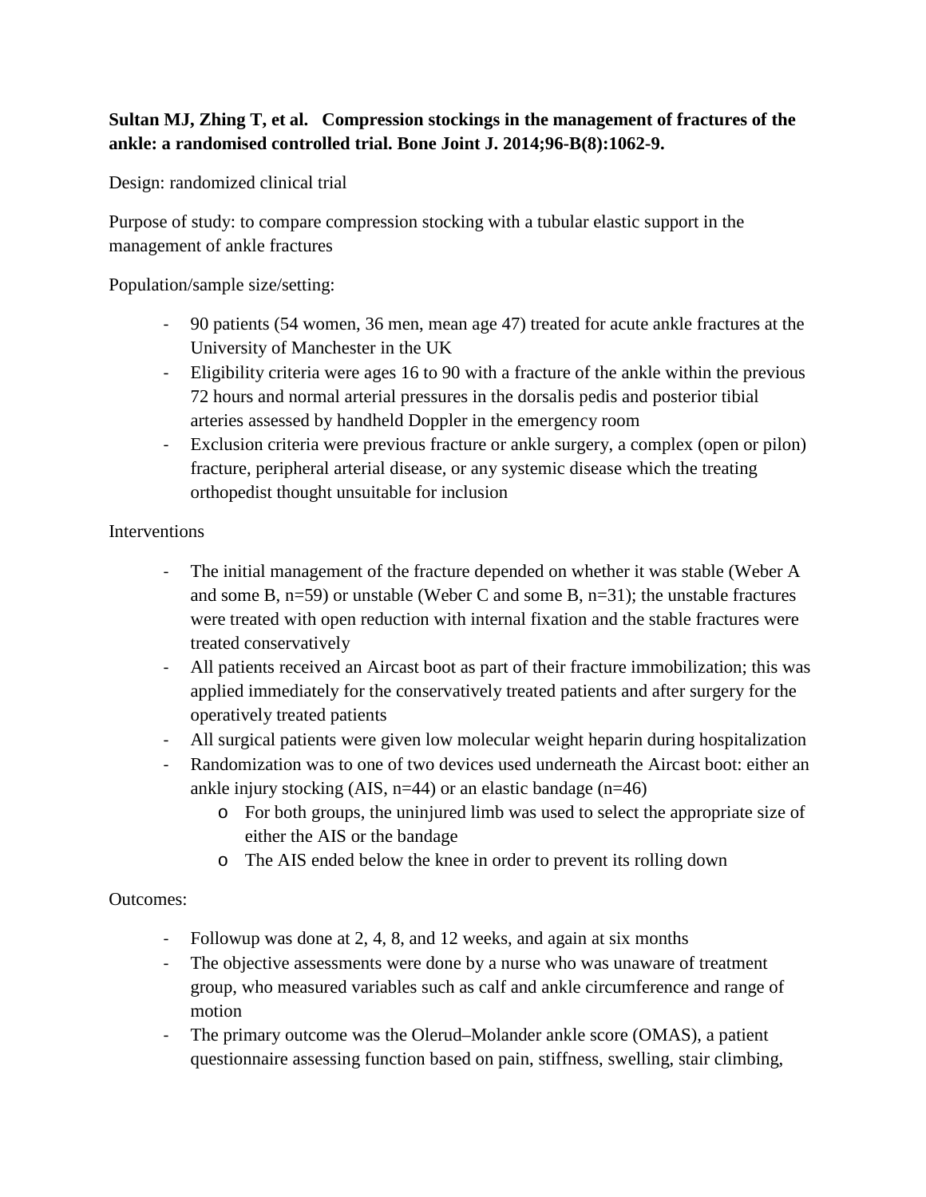**Sultan MJ, Zhing T, et al. Compression stockings in the management of fractures of the ankle: a randomised controlled trial. Bone Joint J. 2014;96-B(8):1062-9.**

Design: randomized clinical trial

Purpose of study: to compare compression stocking with a tubular elastic support in the management of ankle fractures

Population/sample size/setting:

- 90 patients (54 women, 36 men, mean age 47) treated for acute ankle fractures at the University of Manchester in the UK
- Eligibility criteria were ages 16 to 90 with a fracture of the ankle within the previous 72 hours and normal arterial pressures in the dorsalis pedis and posterior tibial arteries assessed by handheld Doppler in the emergency room
- Exclusion criteria were previous fracture or ankle surgery, a complex (open or pilon) fracture, peripheral arterial disease, or any systemic disease which the treating orthopedist thought unsuitable for inclusion

Interventions

- The initial management of the fracture depended on whether it was stable (Weber A and some B, n=59) or unstable (Weber C and some B, n=31); the unstable fractures were treated with open reduction with internal fixation and the stable fractures were treated conservatively
- All patients received an Aircast boot as part of their fracture immobilization; this was applied immediately for the conservatively treated patients and after surgery for the operatively treated patients
- All surgical patients were given low molecular weight heparin during hospitalization
- Randomization was to one of two devices used underneath the Aircast boot: either an ankle injury stocking (AIS, n=44) or an elastic bandage (n=46)
  - For both groups, the uninjured limb was used to select the appropriate size of either the AIS or the bandage
  - The AIS ended below the knee in order to prevent its rolling down

Outcomes:

- Followup was done at 2, 4, 8, and 12 weeks, and again at six months
- The objective assessments were done by a nurse who was unaware of treatment group, who measured variables such as calf and ankle circumference and range of motion
- The primary outcome was the Olerud–Molander ankle score (OMAS), a patient questionnaire assessing function based on pain, stiffness, swelling, stair climbing,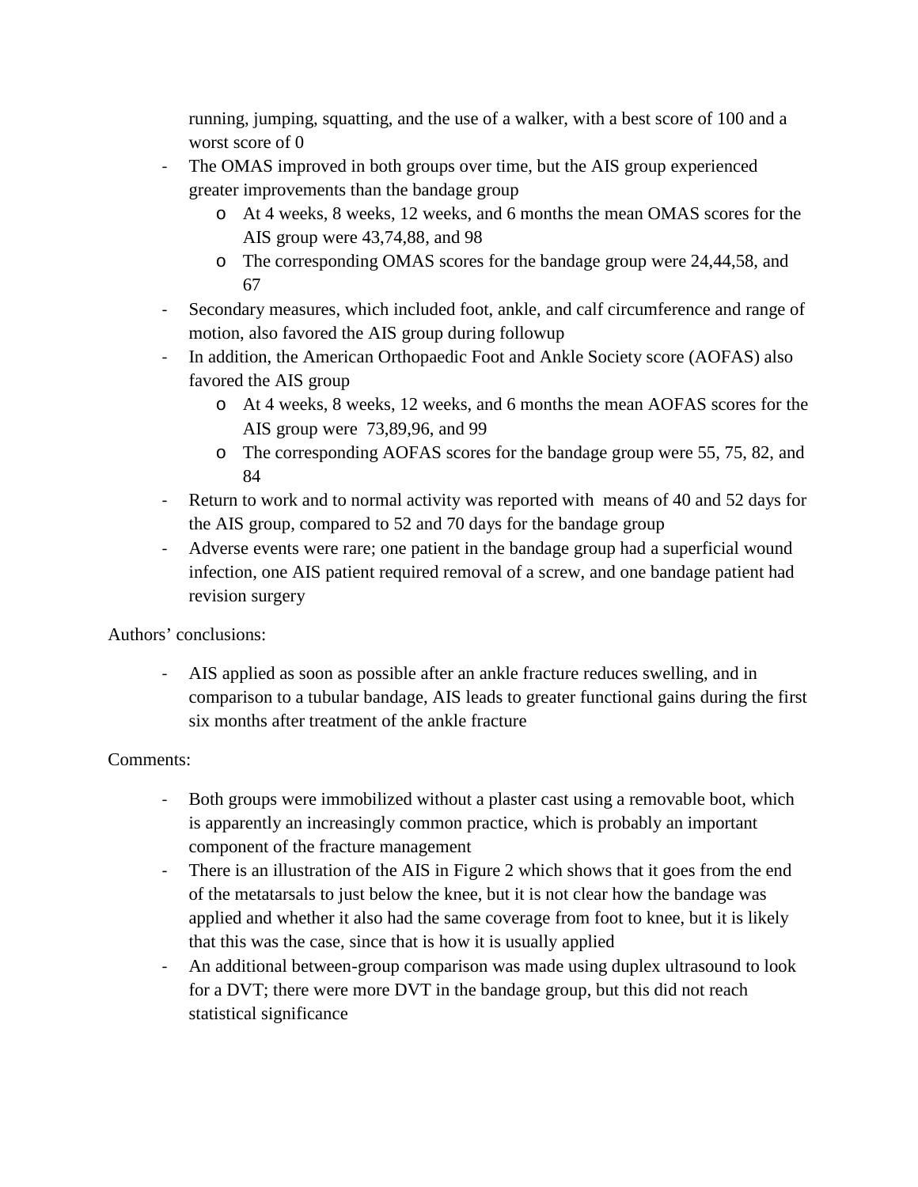running, jumping, squatting, and the use of a walker, with a best score of 100 and a worst score of 0

- The OMAS improved in both groups over time, but the AIS group experienced greater improvements than the bandage group
    - At 4 weeks, 8 weeks, 12 weeks, and 6 months the mean OMAS scores for the AIS group were 43,74,88, and 98
    - The corresponding OMAS scores for the bandage group were 24,44,58, and 67
- Secondary measures, which included foot, ankle, and calf circumference and range of motion, also favored the AIS group during followup
- In addition, the American Orthopaedic Foot and Ankle Society score (AOFAS) also favored the AIS group
    - At 4 weeks, 8 weeks, 12 weeks, and 6 months the mean AOFAS scores for the AIS group were 73,89,96, and 99
    - The corresponding AOFAS scores for the bandage group were 55, 75, 82, and 84
- Return to work and to normal activity was reported with means of 40 and 52 days for the AIS group, compared to 52 and 70 days for the bandage group
- Adverse events were rare; one patient in the bandage group had a superficial wound infection, one AIS patient required removal of a screw, and one bandage patient had revision surgery

Authors' conclusions:

- AIS applied as soon as possible after an ankle fracture reduces swelling, and in comparison to a tubular bandage, AIS leads to greater functional gains during the first six months after treatment of the ankle fracture

Comments:

- Both groups were immobilized without a plaster cast using a removable boot, which is apparently an increasingly common practice, which is probably an important component of the fracture management
- There is an illustration of the AIS in Figure 2 which shows that it goes from the end of the metatarsals to just below the knee, but it is not clear how the bandage was applied and whether it also had the same coverage from foot to knee, but it is likely that this was the case, since that is how it is usually applied
- An additional between-group comparison was made using duplex ultrasound to look for a DVT; there were more DVT in the bandage group, but this did not reach statistical significance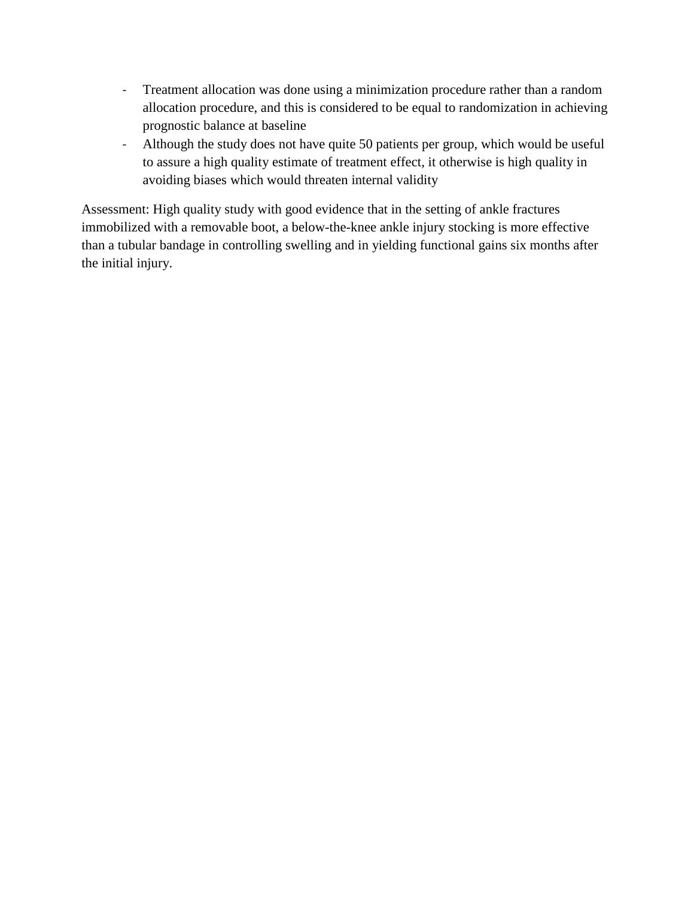- Treatment allocation was done using a minimization procedure rather than a random allocation procedure, and this is considered to be equal to randomization in achieving prognostic balance at baseline
- Although the study does not have quite 50 patients per group, which would be useful to assure a high quality estimate of treatment effect, it otherwise is high quality in avoiding biases which would threaten internal validity

Assessment: High quality study with good evidence that in the setting of ankle fractures immobilized with a removable boot, a below-the-knee ankle injury stocking is more effective than a tubular bandage in controlling swelling and in yielding functional gains six months after the initial injury.